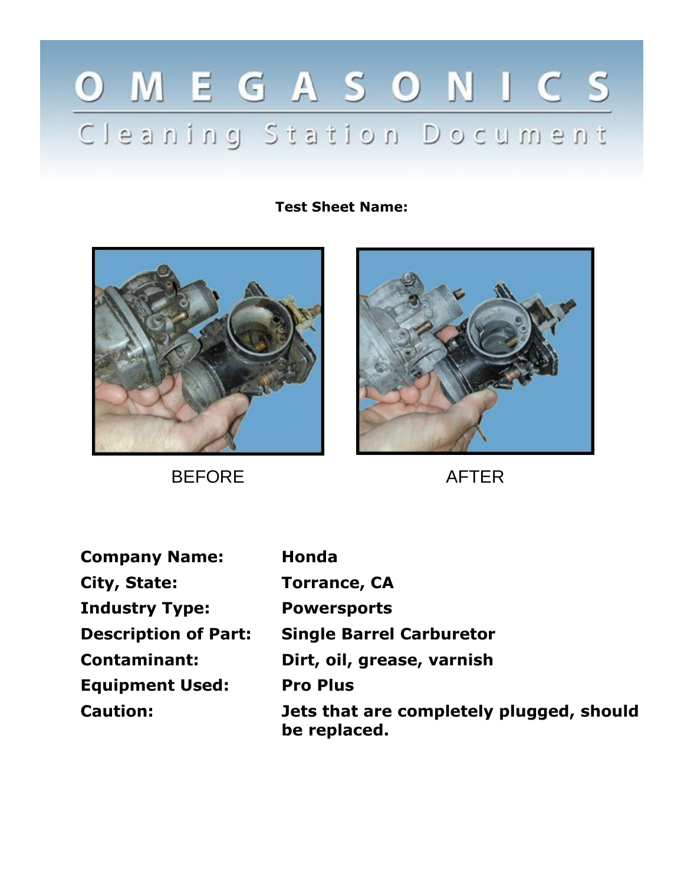# OMEGASONICS

## Cleaning Station Document

**Test Sheet Name:**

BEFORE

AFTER

**Company Name:** **Honda**

**City, State:** **Torrance, CA**

**Industry Type:** **Powersports**

**Description of Part:** **Single Barrel Carburetor**

**Contaminant:** **Dirt, oil, grease, varnish**

**Equipment Used:** **Pro Plus**

**Caution:** **Jets that are completely plugged, should be replaced.**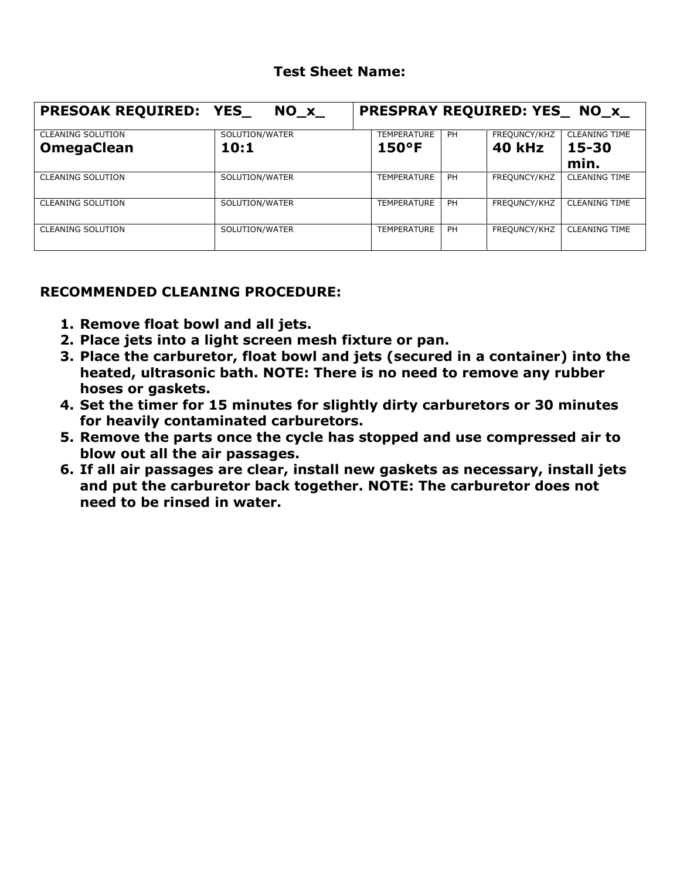**Test Sheet Name:**

| **PRESOAK REQUIRED: YES_ NO_x_** | | **PRESPRAY REQUIRED: YES_ NO_x_** | | | |
|---|---|---|---|---|---|
| CLEANING SOLUTION **OmegaClean** | SOLUTION/WATER **10:1** | TEMPERATURE **150°F** | PH | FREQUNCY/KHZ **40 kHz** | CLEANING TIME **15-30 min.** |
| CLEANING SOLUTION | SOLUTION/WATER | TEMPERATURE | PH | FREQUNCY/KHZ | CLEANING TIME |
| CLEANING SOLUTION | SOLUTION/WATER | TEMPERATURE | PH | FREQUNCY/KHZ | CLEANING TIME |
| CLEANING SOLUTION | SOLUTION/WATER | TEMPERATURE | PH | FREQUNCY/KHZ | CLEANING TIME |

**RECOMMENDED CLEANING PROCEDURE:**

1. **Remove float bowl and all jets.**
2. **Place jets into a light screen mesh fixture or pan.**
3. **Place the carburetor, float bowl and jets (secured in a container) into the heated, ultrasonic bath. NOTE: There is no need to remove any rubber hoses or gaskets.**
4. **Set the timer for 15 minutes for slightly dirty carburetors or 30 minutes for heavily contaminated carburetors.**
5. **Remove the parts once the cycle has stopped and use compressed air to blow out all the air passages.**
6. **If all air passages are clear, install new gaskets as necessary, install jets and put the carburetor back together. NOTE: The carburetor does not need to be rinsed in water.**